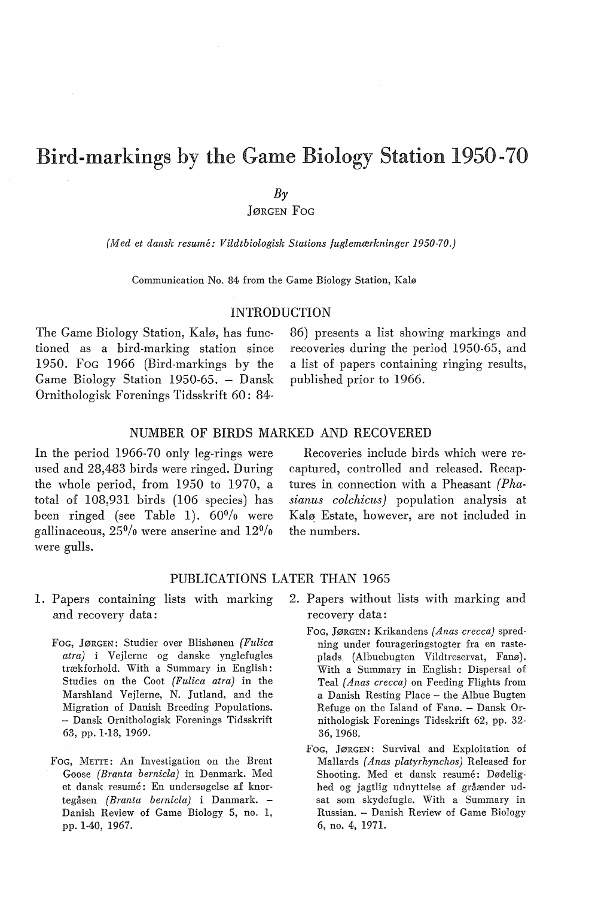# Bird-markings by the Game Biology Station 1950-70

*By*

JØRGEN FOG

*(Med et dansk resumé: Vildtbiologisk Stations fuglemærkninger 1950-70.)*

Communication No. 84 from the Game Biology Station, Kalø

## INTRODUCTION

The Game Biology Station, Kalø, has functioned as a bird-marking station since 1950. FOG 1966 (Bird-markings by the Game Biology Station 1950-65. – Dansk Ornithologisk Forenings Tidsskrift 60: 84-86) presents a list showing markings and recoveries during the period 1950-65, and a list of papers containing ringing results, published prior to 1966.

## NUMBER OF BIRDS MARKED AND RECOVERED

In the period 1966-70 only leg-rings were used and 28,483 birds were ringed. During the whole period, from 1950 to 1970, a total of 108,931 birds (106 species) has been ringed (see Table 1). 60% were gallinaceous, 25% were anserine and 12% were gulls.

Recoveries include birds which were recaptured, controlled and released. Recaptures in connection with a Pheasant *(Phasianus colchicus)* population analysis at Kalø Estate, however, are not included in the numbers.

## PUBLICATIONS LATER THAN 1965

1. Papers containing lists with marking and recovery data:

FOG, JØRGEN: Studier over Blishønen *(Fulica atra)* i Vejlerne og danske ynglefugles trækforhold. With a Summary in English: Studies on the Coot *(Fulica atra)* in the Marshland Vejlerne, N. Jutland, and the Migration of Danish Breeding Populations. – Dansk Ornithologisk Forenings Tidsskrift 63, pp. 1-18, 1969.

FOG, METTE: An Investigation on the Brent Goose *(Branta bernicla)* in Denmark. Med et dansk resumé: En undersøgelse af knortegåsen *(Branta bernicla)* i Danmark. – Danish Review of Game Biology 5, no. 1, pp. 1-40, 1967.

2. Papers without lists with marking and recovery data:

FOG, JØRGEN: Krikandens *(Anas crecca)* spredning under fourageringstogter fra en rasteplads (Albuebugten Vildtreservat, Fanø). With a Summary in English: Dispersal of Teal *(Anas crecca)* on Feeding Flights from a Danish Resting Place – the Albue Bugten Refuge on the Island of Fanø. – Dansk Ornithologisk Forenings Tidsskrift 62, pp. 32-36, 1968.

FOG, JØRGEN: Survival and Exploitation of Mallards *(Anas platyrhynchos)* Released for Shooting. Med et dansk resumé: Dødelighed og jagtlig udnyttelse af gråænder udsat som skydefugle. With a Summary in Russian. – Danish Review of Game Biology 6, no. 4, 1971.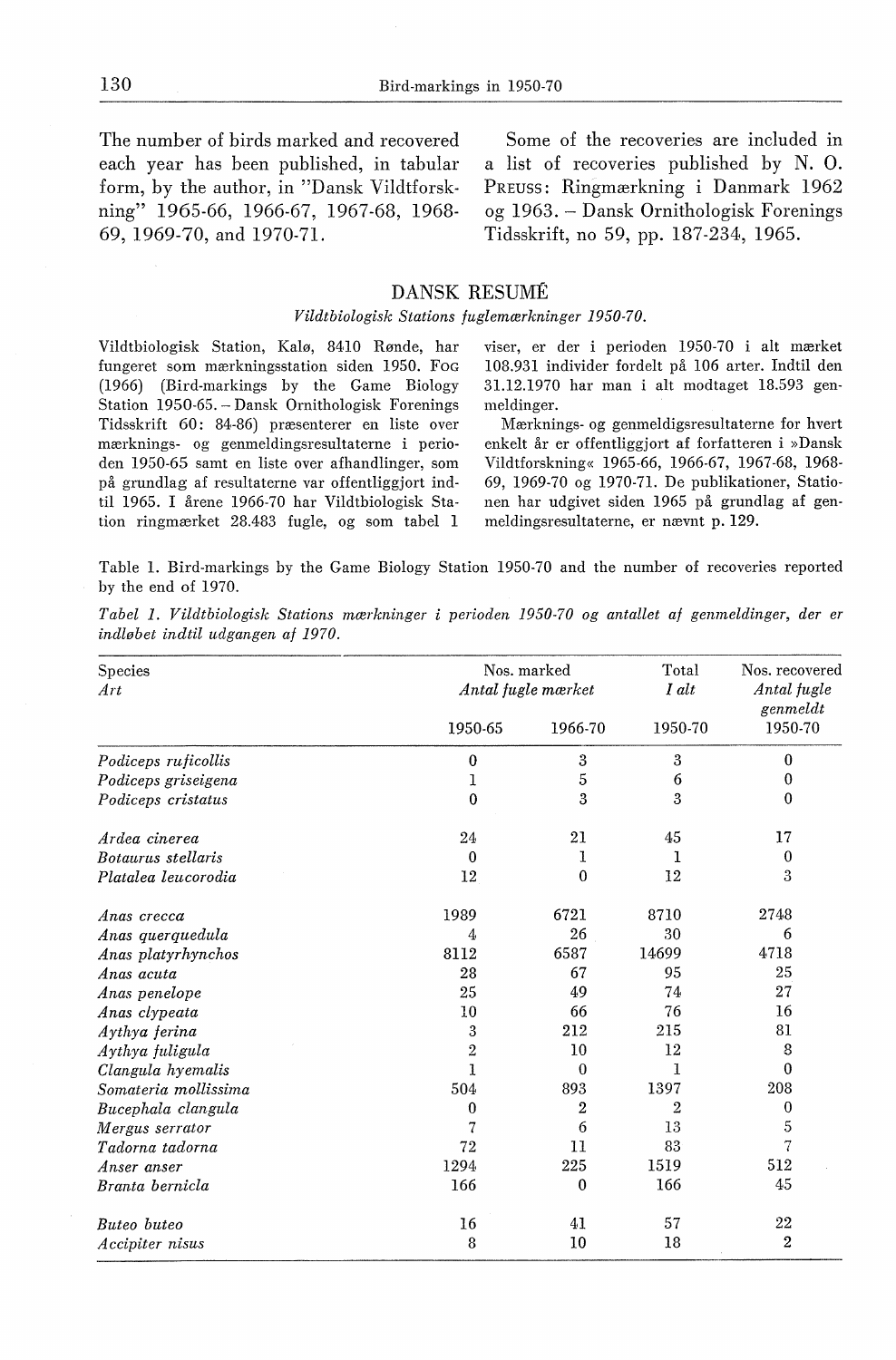The number of birds marked and recovered each year has been published, in tabular form, by the author, in "Dansk Vildtforskning" 1965-66, 1966-67, 1967-68, 1968-69, 1969-70, and 1970-71.

Some of the recoveries are included in a list of recoveries published by N. O. PREUSS: Ringmærkning i Danmark 1962 og 1963. – Dansk Ornithologisk Forenings Tidsskrift, no 59, pp. 187-234, 1965.

## DANSK RESUMÉ

*Vildtbiologisk Stations fuglemærkninger 1950-70.*

Vildtbiologisk Station, Kalø, 8410 Rønde, har fungeret som mærkningsstation siden 1950. FOG (1966) (Bird-markings by the Game Biology Station 1950-65. – Dansk Ornithologisk Forenings Tidsskrift 60: 84-86) præsenterer en liste over mærknings- og genmeldingsresultaterne i perioden 1950-65 samt en liste over afhandlinger, som på grundlag af resultaterne var offentliggjort indtil 1965. I årene 1966-70 har Vildtbiologisk Station ringmærket 28.483 fugle, og som tabel 1 viser, er der i perioden 1950-70 i alt mærket 108.931 individer fordelt på 106 arter. Indtil den 31.12.1970 har man i alt modtaget 18.593 genmeldinger.

Mærknings- og genmeldigsresultaterne for hvert enkelt år er offentliggjort af forfatteren i »Dansk Vildtforskning« 1965-66, 1966-67, 1967-68, 1968-69, 1969-70 og 1970-71. De publikationer, Stationen har udgivet siden 1965 på grundlag af genmeldingsresultaterne, er nævnt p. 129.

Table 1. Bird-markings by the Game Biology Station 1950-70 and the number of recoveries reported by the end of 1970.

*Tabel 1. Vildtbiologisk Stations mærkninger i perioden 1950-70 og antallet af genmeldinger, der er indløbet indtil udgangen af 1970.*

| Species *Art* | Nos. marked *Antal fugle mærket* | | Total *I alt* | Nos. recovered *Antal fugle genmeldt* |
|---|---|---|---|---|
| | 1950-65 | 1966-70 | 1950-70 | 1950-70 |
| *Podiceps ruficollis* | 0 | 3 | 3 | 0 |
| *Podiceps griseigena* | 1 | 5 | 6 | 0 |
| *Podiceps cristatus* | 0 | 3 | 3 | 0 |
| *Ardea cinerea* | 24 | 21 | 45 | 17 |
| *Botaurus stellaris* | 0 | 1 | 1 | 0 |
| *Platalea leucorodia* | 12 | 0 | 12 | 3 |
| *Anas crecca* | 1989 | 6721 | 8710 | 2748 |
| *Anas querquedula* | 4 | 26 | 30 | 6 |
| *Anas platyrhynchos* | 8112 | 6587 | 14699 | 4718 |
| *Anas acuta* | 28 | 67 | 95 | 25 |
| *Anas penelope* | 25 | 49 | 74 | 27 |
| *Anas clypeata* | 10 | 66 | 76 | 16 |
| *Aythya ferina* | 3 | 212 | 215 | 81 |
| *Aythya fuligula* | 2 | 10 | 12 | 8 |
| *Clangula hyemalis* | 1 | 0 | 1 | 0 |
| *Somateria mollissima* | 504 | 893 | 1397 | 208 |
| *Bucephala clangula* | 0 | 2 | 2 | 0 |
| *Mergus serrator* | 7 | 6 | 13 | 5 |
| *Tadorna tadorna* | 72 | 11 | 83 | 7 |
| *Anser anser* | 1294 | 225 | 1519 | 512 |
| *Branta bernicla* | 166 | 0 | 166 | 45 |
| *Buteo buteo* | 16 | 41 | 57 | 22 |
| *Accipiter nisus* | 8 | 10 | 18 | 2 |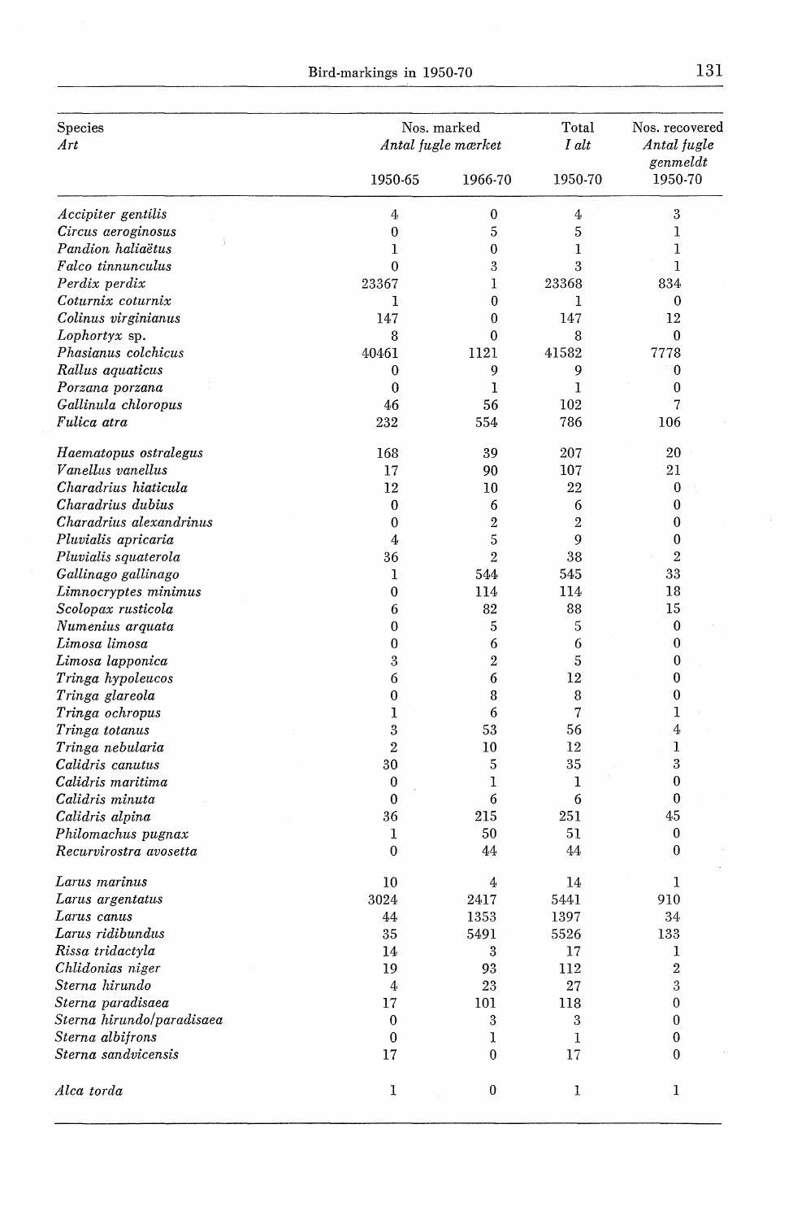| Species<br>*Art* | Nos. marked<br>*Antal fugle mærket* | | Total<br>*I alt* | Nos. recovered<br>*Antal fugle genmeldt* |
|---|---|---|---|---|
| | 1950-65 | 1966-70 | 1950-70 | 1950-70 |
| *Accipiter gentilis* | 4 | 0 | 4 | 3 |
| *Circus aeroginosus* | 0 | 5 | 5 | 1 |
| *Pandion haliaëtus* | 1 | 0 | 1 | 1 |
| *Falco tinnunculus* | 0 | 3 | 3 | 1 |
| *Perdix perdix* | 23367 | 1 | 23368 | 834 |
| *Coturnix coturnix* | 1 | 0 | 1 | 0 |
| *Colinus virginianus* | 147 | 0 | 147 | 12 |
| *Lophortyx* sp. | 8 | 0 | 8 | 0 |
| *Phasianus colchicus* | 40461 | 1121 | 41582 | 7778 |
| *Rallus aquaticus* | 0 | 9 | 9 | 0 |
| *Porzana porzana* | 0 | 1 | 1 | 0 |
| *Gallinula chloropus* | 46 | 56 | 102 | 7 |
| *Fulica atra* | 232 | 554 | 786 | 106 |
| *Haematopus ostralegus* | 168 | 39 | 207 | 20 |
| *Vanellus vanellus* | 17 | 90 | 107 | 21 |
| *Charadrius hiaticula* | 12 | 10 | 22 | 0 |
| *Charadrius dubius* | 0 | 6 | 6 | 0 |
| *Charadrius alexandrinus* | 0 | 2 | 2 | 0 |
| *Pluvialis apricaria* | 4 | 5 | 9 | 0 |
| *Pluvialis squaterola* | 36 | 2 | 38 | 2 |
| *Gallinago gallinago* | 1 | 544 | 545 | 33 |
| *Limnocryptes minimus* | 0 | 114 | 114 | 18 |
| *Scolopax rusticola* | 6 | 82 | 88 | 15 |
| *Numenius arquata* | 0 | 5 | 5 | 0 |
| *Limosa limosa* | 0 | 6 | 6 | 0 |
| *Limosa lapponica* | 3 | 2 | 5 | 0 |
| *Tringa hypoleucos* | 6 | 6 | 12 | 0 |
| *Tringa glareola* | 0 | 8 | 8 | 0 |
| *Tringa ochropus* | 1 | 6 | 7 | 1 |
| *Tringa totanus* | 3 | 53 | 56 | 4 |
| *Tringa nebularia* | 2 | 10 | 12 | 1 |
| *Calidris canutus* | 30 | 5 | 35 | 3 |
| *Calidris maritima* | 0 | 1 | 1 | 0 |
| *Calidris minuta* | 0 | 6 | 6 | 0 |
| *Calidris alpina* | 36 | 215 | 251 | 45 |
| *Philomachus pugnax* | 1 | 50 | 51 | 0 |
| *Recurvirostra avosetta* | 0 | 44 | 44 | 0 |
| *Larus marinus* | 10 | 4 | 14 | 1 |
| *Larus argentatus* | 3024 | 2417 | 5441 | 910 |
| *Larus canus* | 44 | 1353 | 1397 | 34 |
| *Larus ridibundus* | 35 | 5491 | 5526 | 133 |
| *Rissa tridactyla* | 14 | 3 | 17 | 1 |
| *Chlidonias niger* | 19 | 93 | 112 | 2 |
| *Sterna hirundo* | 4 | 23 | 27 | 3 |
| *Sterna paradisaea* | 17 | 101 | 118 | 0 |
| *Sterna hirundo/paradisaea* | 0 | 3 | 3 | 0 |
| *Sterna albifrons* | 0 | 1 | 1 | 0 |
| *Sterna sandvicensis* | 17 | 0 | 17 | 0 |
| *Alca torda* | 1 | 0 | 1 | 1 |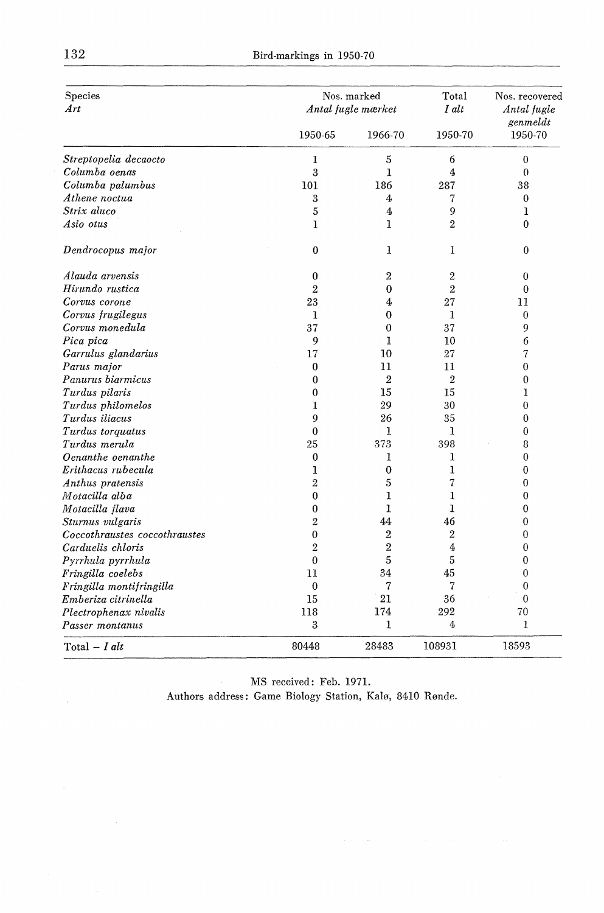| Species<br>*Art* | Nos. marked<br>*Antal fugle mærket* | | Total<br>*I alt* | Nos. recovered<br>*Antal fugle genmeldt* |
|---|---|---|---|---|
| | 1950-65 | 1966-70 | 1950-70 | 1950-70 |
| *Streptopelia decaocto* | 1 | 5 | 6 | 0 |
| *Columba oenas* | 3 | 1 | 4 | 0 |
| *Columba palumbus* | 101 | 186 | 287 | 38 |
| *Athene noctua* | 3 | 4 | 7 | 0 |
| *Strix aluco* | 5 | 4 | 9 | 1 |
| *Asio otus* | 1 | 1 | 2 | 0 |
| *Dendrocopus major* | 0 | 1 | 1 | 0 |
| *Alauda arvensis* | 0 | 2 | 2 | 0 |
| *Hirundo rustica* | 2 | 0 | 2 | 0 |
| *Corvus corone* | 23 | 4 | 27 | 11 |
| *Corvus frugilegus* | 1 | 0 | 1 | 0 |
| *Corvus monedula* | 37 | 0 | 37 | 9 |
| *Pica pica* | 9 | 1 | 10 | 6 |
| *Garrulus glandarius* | 17 | 10 | 27 | 7 |
| *Parus major* | 0 | 11 | 11 | 0 |
| *Panurus biarmicus* | 0 | 2 | 2 | 0 |
| *Turdus pilaris* | 0 | 15 | 15 | 1 |
| *Turdus philomelos* | 1 | 29 | 30 | 0 |
| *Turdus iliacus* | 9 | 26 | 35 | 0 |
| *Turdus torquatus* | 0 | 1 | 1 | 0 |
| *Turdus merula* | 25 | 373 | 398 | 8 |
| *Oenanthe oenanthe* | 0 | 1 | 1 | 0 |
| *Erithacus rubecula* | 1 | 0 | 1 | 0 |
| *Anthus pratensis* | 2 | 5 | 7 | 0 |
| *Motacilla alba* | 0 | 1 | 1 | 0 |
| *Motacilla flava* | 0 | 1 | 1 | 0 |
| *Sturnus vulgaris* | 2 | 44 | 46 | 0 |
| *Coccothraustes coccothraustes* | 0 | 2 | 2 | 0 |
| *Carduelis chloris* | 2 | 2 | 4 | 0 |
| *Pyrrhula pyrrhula* | 0 | 5 | 5 | 0 |
| *Fringilla coelebs* | 11 | 34 | 45 | 0 |
| *Fringilla montifringilla* | 0 | 7 | 7 | 0 |
| *Emberiza citrinella* | 15 | 21 | 36 | 0 |
| *Plectrophenax nivalis* | 118 | 174 | 292 | 70 |
| *Passer montanus* | 3 | 1 | 4 | 1 |
| Total – *I alt* | 80448 | 28483 | 108931 | 18593 |

MS received: Feb. 1971.

Authors address: Game Biology Station, Kalø, 8410 Rønde.